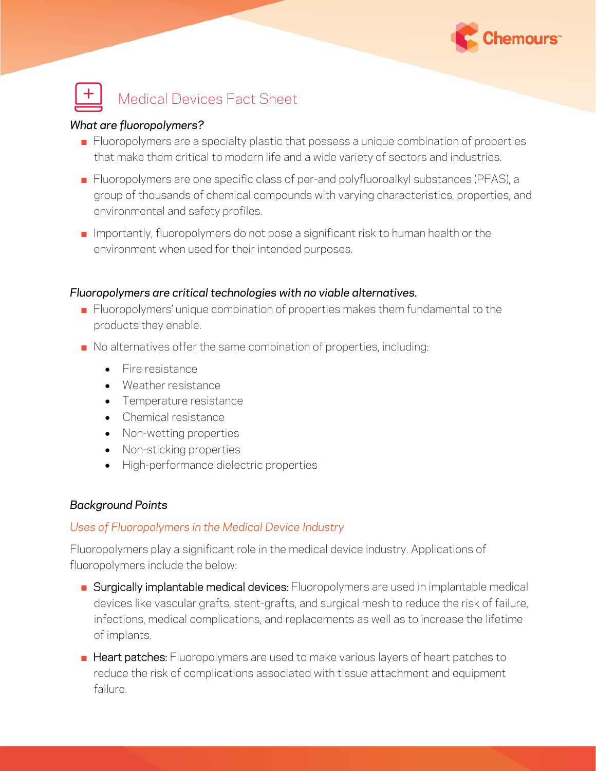# Medical Devices Fact Sheet

*What are fluoropolymers?*

- Fluoropolymers are a specialty plastic that possess a unique combination of properties that make them critical to modern life and a wide variety of sectors and industries.
- Fluoropolymers are one specific class of per-and polyfluoroalkyl substances (PFAS), a group of thousands of chemical compounds with varying characteristics, properties, and environmental and safety profiles.
- Importantly, fluoropolymers do not pose a significant risk to human health or the environment when used for their intended purposes.

*Fluoropolymers are critical technologies with no viable alternatives.*

- Fluoropolymers' unique combination of properties makes them fundamental to the products they enable.
- No alternatives offer the same combination of properties, including:
  - Fire resistance
  - Weather resistance
  - Temperature resistance
  - Chemical resistance
  - Non-wetting properties
  - Non-sticking properties
  - High-performance dielectric properties

*Background Points*

*Uses of Fluoropolymers in the Medical Device Industry*

Fluoropolymers play a significant role in the medical device industry. Applications of fluoropolymers include the below:

- Surgically implantable medical devices: Fluoropolymers are used in implantable medical devices like vascular grafts, stent-grafts, and surgical mesh to reduce the risk of failure, infections, medical complications, and replacements as well as to increase the lifetime of implants.
- Heart patches: Fluoropolymers are used to make various layers of heart patches to reduce the risk of complications associated with tissue attachment and equipment failure.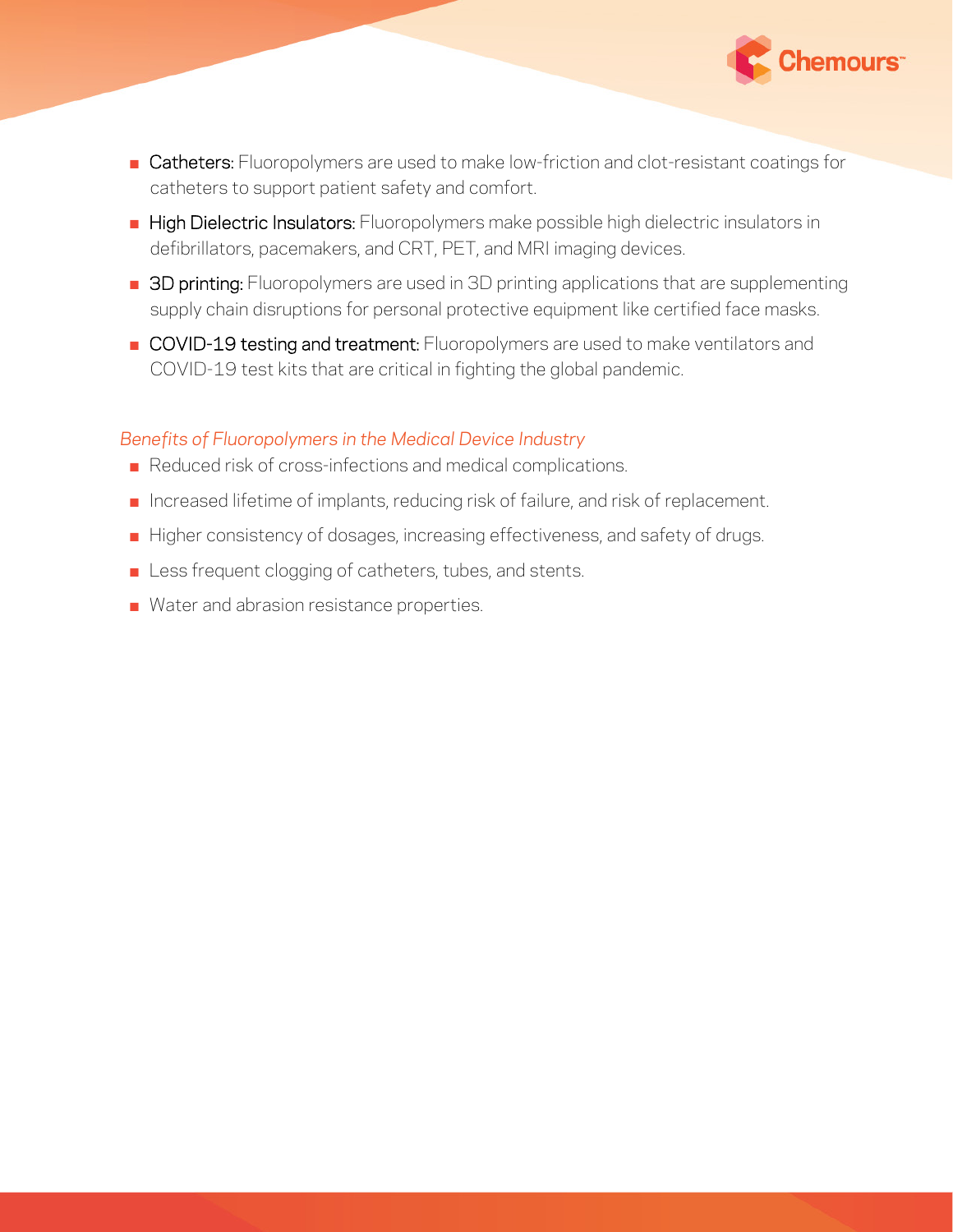- **Catheters:** Fluoropolymers are used to make low-friction and clot-resistant coatings for catheters to support patient safety and comfort.
- **High Dielectric Insulators:** Fluoropolymers make possible high dielectric insulators in defibrillators, pacemakers, and CRT, PET, and MRI imaging devices.
- **3D printing:** Fluoropolymers are used in 3D printing applications that are supplementing supply chain disruptions for personal protective equipment like certified face masks.
- **COVID-19 testing and treatment:** Fluoropolymers are used to make ventilators and COVID-19 test kits that are critical in fighting the global pandemic.

*Benefits of Fluoropolymers in the Medical Device Industry*

- Reduced risk of cross-infections and medical complications.
- Increased lifetime of implants, reducing risk of failure, and risk of replacement.
- Higher consistency of dosages, increasing effectiveness, and safety of drugs.
- Less frequent clogging of catheters, tubes, and stents.
- Water and abrasion resistance properties.